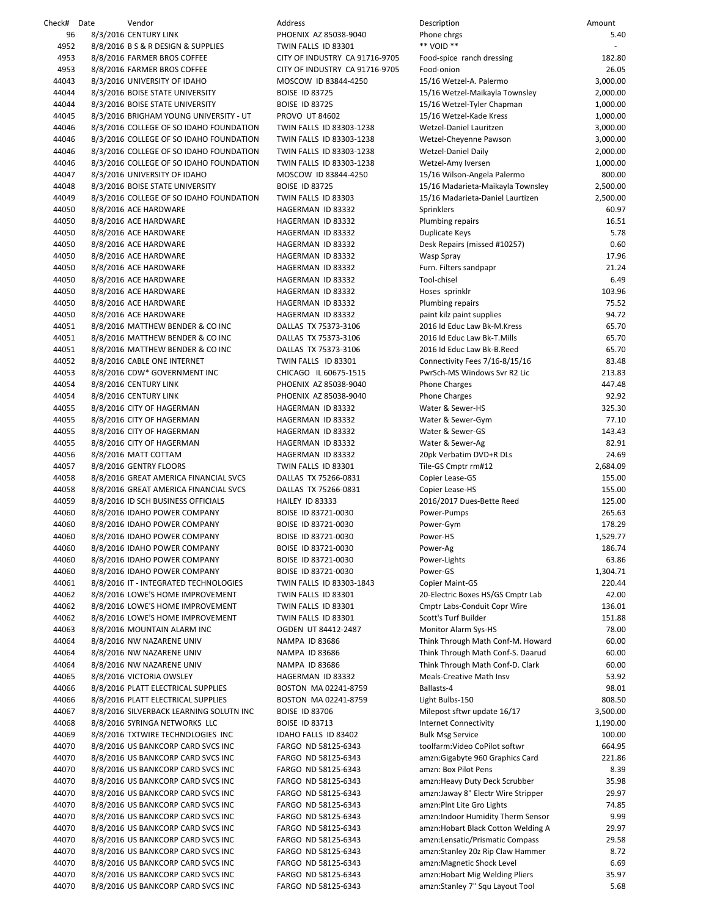| Check# | Date | Vendor | Address | Description | Amount |
|---|---|---|---|---|---|
| 96 | 8/3/2016 | CENTURY LINK | PHOENIX AZ 85038-9040 | Phone chrgs | 5.40 |
| 4952 | 8/8/2016 | B S & R DESIGN & SUPPLIES | TWIN FALLS ID 83301 | ** VOID ** | - |
| 4953 | 8/8/2016 | FARMER BROS COFFEE | CITY OF INDUSTRY CA 91716-9705 | Food-spice ranch dressing | 182.80 |
| 4953 | 8/8/2016 | FARMER BROS COFFEE | CITY OF INDUSTRY CA 91716-9705 | Food-onion | 26.05 |
| 44043 | 8/3/2016 | UNIVERSITY OF IDAHO | MOSCOW ID 83844-4250 | 15/16 Wetzel-A. Palermo | 3,000.00 |
| 44044 | 8/3/2016 | BOISE STATE UNIVERSITY | BOISE ID 83725 | 15/16 Wetzel-Maikayla Townsley | 2,000.00 |
| 44044 | 8/3/2016 | BOISE STATE UNIVERSITY | BOISE ID 83725 | 15/16 Wetzel-Tyler Chapman | 1,000.00 |
| 44045 | 8/3/2016 | BRIGHAM YOUNG UNIVERSITY - UT | PROVO UT 84602 | 15/16 Wetzel-Kade Kress | 1,000.00 |
| 44046 | 8/3/2016 | COLLEGE OF SO IDAHO FOUNDATION | TWIN FALLS ID 83303-1238 | Wetzel-Daniel Lauritzen | 3,000.00 |
| 44046 | 8/3/2016 | COLLEGE OF SO IDAHO FOUNDATION | TWIN FALLS ID 83303-1238 | Wetzel-Cheyenne Pawson | 3,000.00 |
| 44046 | 8/3/2016 | COLLEGE OF SO IDAHO FOUNDATION | TWIN FALLS ID 83303-1238 | Wetzel-Daniel Daily | 2,000.00 |
| 44046 | 8/3/2016 | COLLEGE OF SO IDAHO FOUNDATION | TWIN FALLS ID 83303-1238 | Wetzel-Amy Iversen | 1,000.00 |
| 44047 | 8/3/2016 | UNIVERSITY OF IDAHO | MOSCOW ID 83844-4250 | 15/16 Wilson-Angela Palermo | 800.00 |
| 44048 | 8/3/2016 | BOISE STATE UNIVERSITY | BOISE ID 83725 | 15/16 Madarieta-Maikayla Townsley | 2,500.00 |
| 44049 | 8/3/2016 | COLLEGE OF SO IDAHO FOUNDATION | TWIN FALLS ID 83303 | 15/16 Madarieta-Daniel Laurtizen | 2,500.00 |
| 44050 | 8/8/2016 | ACE HARDWARE | HAGERMAN ID 83332 | Sprinklers | 60.97 |
| 44050 | 8/8/2016 | ACE HARDWARE | HAGERMAN ID 83332 | Plumbing repairs | 16.51 |
| 44050 | 8/8/2016 | ACE HARDWARE | HAGERMAN ID 83332 | Duplicate Keys | 5.78 |
| 44050 | 8/8/2016 | ACE HARDWARE | HAGERMAN ID 83332 | Desk Repairs (missed #10257) | 0.60 |
| 44050 | 8/8/2016 | ACE HARDWARE | HAGERMAN ID 83332 | Wasp Spray | 17.96 |
| 44050 | 8/8/2016 | ACE HARDWARE | HAGERMAN ID 83332 | Furn. Filters sandpapr | 21.24 |
| 44050 | 8/8/2016 | ACE HARDWARE | HAGERMAN ID 83332 | Tool-chisel | 6.49 |
| 44050 | 8/8/2016 | ACE HARDWARE | HAGERMAN ID 83332 | Hoses sprinklr | 103.96 |
| 44050 | 8/8/2016 | ACE HARDWARE | HAGERMAN ID 83332 | Plumbing repairs | 75.52 |
| 44050 | 8/8/2016 | ACE HARDWARE | HAGERMAN ID 83332 | paint kilz paint supplies | 94.72 |
| 44051 | 8/8/2016 | MATTHEW BENDER & CO INC | DALLAS TX 75373-3106 | 2016 Id Educ Law Bk-M.Kress | 65.70 |
| 44051 | 8/8/2016 | MATTHEW BENDER & CO INC | DALLAS TX 75373-3106 | 2016 Id Educ Law Bk-T.Mills | 65.70 |
| 44051 | 8/8/2016 | MATTHEW BENDER & CO INC | DALLAS TX 75373-3106 | 2016 Id Educ Law Bk-B.Reed | 65.70 |
| 44052 | 8/8/2016 | CABLE ONE INTERNET | TWIN FALLS ID 83301 | Connectivity Fees 7/16-8/15/16 | 83.48 |
| 44053 | 8/8/2016 | CDW* GOVERNMENT INC | CHICAGO IL 60675-1515 | PwrSch-MS Windows Svr R2 Lic | 213.83 |
| 44054 | 8/8/2016 | CENTURY LINK | PHOENIX AZ 85038-9040 | Phone Charges | 447.48 |
| 44054 | 8/8/2016 | CENTURY LINK | PHOENIX AZ 85038-9040 | Phone Charges | 92.92 |
| 44055 | 8/8/2016 | CITY OF HAGERMAN | HAGERMAN ID 83332 | Water & Sewer-HS | 325.30 |
| 44055 | 8/8/2016 | CITY OF HAGERMAN | HAGERMAN ID 83332 | Water & Sewer-Gym | 77.10 |
| 44055 | 8/8/2016 | CITY OF HAGERMAN | HAGERMAN ID 83332 | Water & Sewer-GS | 143.43 |
| 44055 | 8/8/2016 | CITY OF HAGERMAN | HAGERMAN ID 83332 | Water & Sewer-Ag | 82.91 |
| 44056 | 8/8/2016 | MATT COTTAM | HAGERMAN ID 83332 | 20pk Verbatim DVD+R DLs | 24.69 |
| 44057 | 8/8/2016 | GENTRY FLOORS | TWIN FALLS ID 83301 | Tile-GS Cmptr rm#12 | 2,684.09 |
| 44058 | 8/8/2016 | GREAT AMERICA FINANCIAL SVCS | DALLAS TX 75266-0831 | Copier Lease-GS | 155.00 |
| 44058 | 8/8/2016 | GREAT AMERICA FINANCIAL SVCS | DALLAS TX 75266-0831 | Copier Lease-HS | 155.00 |
| 44059 | 8/8/2016 | ID SCH BUSINESS OFFICIALS | HAILEY ID 83333 | 2016/2017 Dues-Bette Reed | 125.00 |
| 44060 | 8/8/2016 | IDAHO POWER COMPANY | BOISE ID 83721-0030 | Power-Pumps | 265.63 |
| 44060 | 8/8/2016 | IDAHO POWER COMPANY | BOISE ID 83721-0030 | Power-Gym | 178.29 |
| 44060 | 8/8/2016 | IDAHO POWER COMPANY | BOISE ID 83721-0030 | Power-HS | 1,529.77 |
| 44060 | 8/8/2016 | IDAHO POWER COMPANY | BOISE ID 83721-0030 | Power-Ag | 186.74 |
| 44060 | 8/8/2016 | IDAHO POWER COMPANY | BOISE ID 83721-0030 | Power-Lights | 63.86 |
| 44060 | 8/8/2016 | IDAHO POWER COMPANY | BOISE ID 83721-0030 | Power-GS | 1,304.71 |
| 44061 | 8/8/2016 | IT - INTEGRATED TECHNOLOGIES | TWIN FALLS ID 83303-1843 | Copier Maint-GS | 220.44 |
| 44062 | 8/8/2016 | LOWE'S HOME IMPROVEMENT | TWIN FALLS ID 83301 | 20-Electric Boxes HS/GS Cmptr Lab | 42.00 |
| 44062 | 8/8/2016 | LOWE'S HOME IMPROVEMENT | TWIN FALLS ID 83301 | Cmptr Labs-Conduit Copr Wire | 136.01 |
| 44062 | 8/8/2016 | LOWE'S HOME IMPROVEMENT | TWIN FALLS ID 83301 | Scott's Turf Builder | 151.88 |
| 44063 | 8/8/2016 | MOUNTAIN ALARM INC | OGDEN UT 84412-2487 | Monitor Alarm Sys-HS | 78.00 |
| 44064 | 8/8/2016 | NW NAZARENE UNIV | NAMPA ID 83686 | Think Through Math Conf-M. Howard | 60.00 |
| 44064 | 8/8/2016 | NW NAZARENE UNIV | NAMPA ID 83686 | Think Through Math Conf-S. Daarud | 60.00 |
| 44064 | 8/8/2016 | NW NAZARENE UNIV | NAMPA ID 83686 | Think Through Math Conf-D. Clark | 60.00 |
| 44065 | 8/8/2016 | VICTORIA OWSLEY | HAGERMAN ID 83332 | Meals-Creative Math Insv | 53.92 |
| 44066 | 8/8/2016 | PLATT ELECTRICAL SUPPLIES | BOSTON MA 02241-8759 | Ballasts-4 | 98.01 |
| 44066 | 8/8/2016 | PLATT ELECTRICAL SUPPLIES | BOSTON MA 02241-8759 | Light Bulbs-150 | 808.50 |
| 44067 | 8/8/2016 | SILVERBACK LEARNING SOLUTN INC | BOISE ID 83706 | Milepost sftwr update 16/17 | 3,500.00 |
| 44068 | 8/8/2016 | SYRINGA NETWORKS LLC | BOISE ID 83713 | Internet Connectivity | 1,190.00 |
| 44069 | 8/8/2016 | TXTWIRE TECHNOLOGIES INC | IDAHO FALLS ID 83402 | Bulk Msg Service | 100.00 |
| 44070 | 8/8/2016 | US BANKCORP CARD SVCS INC | FARGO ND 58125-6343 | toolfarm:Video CoPilot softwr | 664.95 |
| 44070 | 8/8/2016 | US BANKCORP CARD SVCS INC | FARGO ND 58125-6343 | amzn:Gigabyte 960 Graphics Card | 221.86 |
| 44070 | 8/8/2016 | US BANKCORP CARD SVCS INC | FARGO ND 58125-6343 | amzn: Box Pilot Pens | 8.39 |
| 44070 | 8/8/2016 | US BANKCORP CARD SVCS INC | FARGO ND 58125-6343 | amzn:Heavy Duty Deck Scrubber | 35.98 |
| 44070 | 8/8/2016 | US BANKCORP CARD SVCS INC | FARGO ND 58125-6343 | amzn:Jaway 8" Electr Wire Stripper | 29.97 |
| 44070 | 8/8/2016 | US BANKCORP CARD SVCS INC | FARGO ND 58125-6343 | amzn:Plnt Lite Gro Lights | 74.85 |
| 44070 | 8/8/2016 | US BANKCORP CARD SVCS INC | FARGO ND 58125-6343 | amzn:Indoor Humidity Therm Sensor | 9.99 |
| 44070 | 8/8/2016 | US BANKCORP CARD SVCS INC | FARGO ND 58125-6343 | amzn:Hobart Black Cotton Welding A | 29.97 |
| 44070 | 8/8/2016 | US BANKCORP CARD SVCS INC | FARGO ND 58125-6343 | amzn:Lensatic/Prismatic Compass | 29.58 |
| 44070 | 8/8/2016 | US BANKCORP CARD SVCS INC | FARGO ND 58125-6343 | amzn:Stanley 20z Rip Claw Hammer | 8.72 |
| 44070 | 8/8/2016 | US BANKCORP CARD SVCS INC | FARGO ND 58125-6343 | amzn:Magnetic Shock Level | 6.69 |
| 44070 | 8/8/2016 | US BANKCORP CARD SVCS INC | FARGO ND 58125-6343 | amzn:Hobart Mig Welding Pliers | 35.97 |
| 44070 | 8/8/2016 | US BANKCORP CARD SVCS INC | FARGO ND 58125-6343 | amzn:Stanley 7" Squ Layout Tool | 5.68 |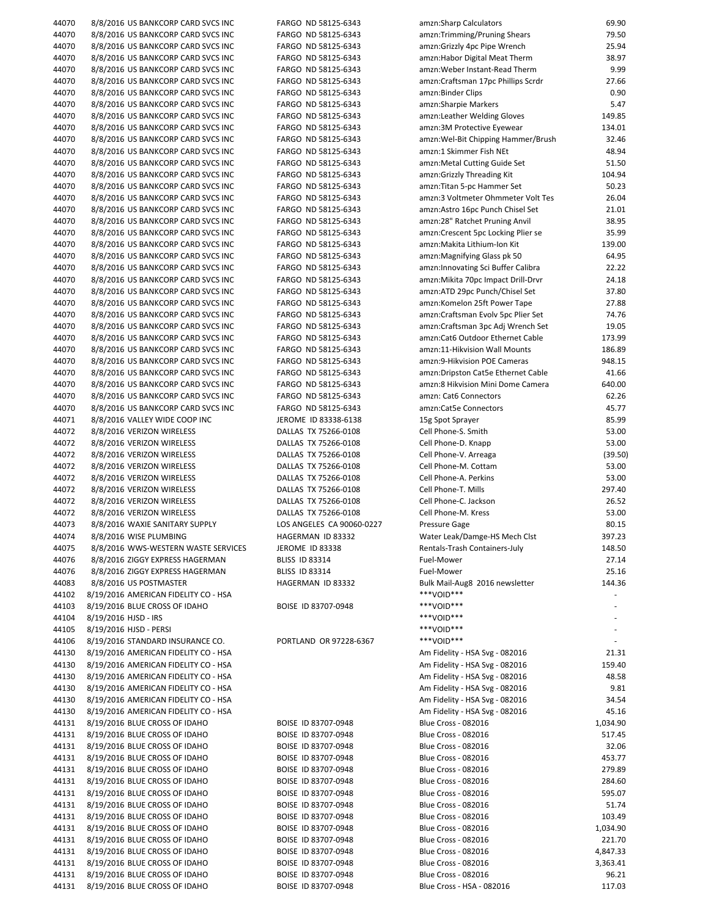| | | | | |
|---|---|---|---|---|
| 44070 | 8/8/2016 US BANKCORP CARD SVCS INC | FARGO ND 58125-6343 | amzn:Sharp Calculators | 69.90 |
| 44070 | 8/8/2016 US BANKCORP CARD SVCS INC | FARGO ND 58125-6343 | amzn:Trimming/Pruning Shears | 79.50 |
| 44070 | 8/8/2016 US BANKCORP CARD SVCS INC | FARGO ND 58125-6343 | amzn:Grizzly 4pc Pipe Wrench | 25.94 |
| 44070 | 8/8/2016 US BANKCORP CARD SVCS INC | FARGO ND 58125-6343 | amzn:Habor Digital Meat Therm | 38.97 |
| 44070 | 8/8/2016 US BANKCORP CARD SVCS INC | FARGO ND 58125-6343 | amzn:Weber Instant-Read Therm | 9.99 |
| 44070 | 8/8/2016 US BANKCORP CARD SVCS INC | FARGO ND 58125-6343 | amzn:Craftsman 17pc Phillips Scrdr | 27.66 |
| 44070 | 8/8/2016 US BANKCORP CARD SVCS INC | FARGO ND 58125-6343 | amzn:Binder Clips | 0.90 |
| 44070 | 8/8/2016 US BANKCORP CARD SVCS INC | FARGO ND 58125-6343 | amzn:Sharpie Markers | 5.47 |
| 44070 | 8/8/2016 US BANKCORP CARD SVCS INC | FARGO ND 58125-6343 | amzn:Leather Welding Gloves | 149.85 |
| 44070 | 8/8/2016 US BANKCORP CARD SVCS INC | FARGO ND 58125-6343 | amzn:3M Protective Eyewear | 134.01 |
| 44070 | 8/8/2016 US BANKCORP CARD SVCS INC | FARGO ND 58125-6343 | amzn:Wel-Bit Chipping Hammer/Brush | 32.46 |
| 44070 | 8/8/2016 US BANKCORP CARD SVCS INC | FARGO ND 58125-6343 | amzn:1 Skimmer Fish NEt | 48.94 |
| 44070 | 8/8/2016 US BANKCORP CARD SVCS INC | FARGO ND 58125-6343 | amzn:Metal Cutting Guide Set | 51.50 |
| 44070 | 8/8/2016 US BANKCORP CARD SVCS INC | FARGO ND 58125-6343 | amzn:Grizzly Threading Kit | 104.94 |
| 44070 | 8/8/2016 US BANKCORP CARD SVCS INC | FARGO ND 58125-6343 | amzn:Titan 5-pc Hammer Set | 50.23 |
| 44070 | 8/8/2016 US BANKCORP CARD SVCS INC | FARGO ND 58125-6343 | amzn:3 Voltmeter Ohmmeter Volt Tes | 26.04 |
| 44070 | 8/8/2016 US BANKCORP CARD SVCS INC | FARGO ND 58125-6343 | amzn:Astro 16pc Punch Chisel Set | 21.01 |
| 44070 | 8/8/2016 US BANKCORP CARD SVCS INC | FARGO ND 58125-6343 | amzn:28" Ratchet Pruning Anvil | 38.95 |
| 44070 | 8/8/2016 US BANKCORP CARD SVCS INC | FARGO ND 58125-6343 | amzn:Crescent 5pc Locking Plier se | 35.99 |
| 44070 | 8/8/2016 US BANKCORP CARD SVCS INC | FARGO ND 58125-6343 | amzn:Makita Lithium-Ion Kit | 139.00 |
| 44070 | 8/8/2016 US BANKCORP CARD SVCS INC | FARGO ND 58125-6343 | amzn:Magnifying Glass pk 50 | 64.95 |
| 44070 | 8/8/2016 US BANKCORP CARD SVCS INC | FARGO ND 58125-6343 | amzn:Innovating Sci Buffer Calibra | 22.22 |
| 44070 | 8/8/2016 US BANKCORP CARD SVCS INC | FARGO ND 58125-6343 | amzn:Mikita 70pc Impact Drill-Drvr | 24.18 |
| 44070 | 8/8/2016 US BANKCORP CARD SVCS INC | FARGO ND 58125-6343 | amzn:ATD 29pc Punch/Chisel Set | 37.80 |
| 44070 | 8/8/2016 US BANKCORP CARD SVCS INC | FARGO ND 58125-6343 | amzn:Komelon 25ft Power Tape | 27.88 |
| 44070 | 8/8/2016 US BANKCORP CARD SVCS INC | FARGO ND 58125-6343 | amzn:Craftsman Evolv 5pc Plier Set | 74.76 |
| 44070 | 8/8/2016 US BANKCORP CARD SVCS INC | FARGO ND 58125-6343 | amzn:Craftsman 3pc Adj Wrench Set | 19.05 |
| 44070 | 8/8/2016 US BANKCORP CARD SVCS INC | FARGO ND 58125-6343 | amzn:Cat6 Outdoor Ethernet Cable | 173.99 |
| 44070 | 8/8/2016 US BANKCORP CARD SVCS INC | FARGO ND 58125-6343 | amzn:11-Hikvision Wall Mounts | 186.89 |
| 44070 | 8/8/2016 US BANKCORP CARD SVCS INC | FARGO ND 58125-6343 | amzn:9-Hikvision POE Cameras | 948.15 |
| 44070 | 8/8/2016 US BANKCORP CARD SVCS INC | FARGO ND 58125-6343 | amzn:Dripston Cat5e Ethernet Cable | 41.66 |
| 44070 | 8/8/2016 US BANKCORP CARD SVCS INC | FARGO ND 58125-6343 | amzn:8 Hikvision Mini Dome Camera | 640.00 |
| 44070 | 8/8/2016 US BANKCORP CARD SVCS INC | FARGO ND 58125-6343 | amzn: Cat6 Connectors | 62.26 |
| 44070 | 8/8/2016 US BANKCORP CARD SVCS INC | FARGO ND 58125-6343 | amzn:Cat5e Connectors | 45.77 |
| 44071 | 8/8/2016 VALLEY WIDE COOP INC | JEROME ID 83338-6138 | 15g Spot Sprayer | 85.99 |
| 44072 | 8/8/2016 VERIZON WIRELESS | DALLAS TX 75266-0108 | Cell Phone-S. Smith | 53.00 |
| 44072 | 8/8/2016 VERIZON WIRELESS | DALLAS TX 75266-0108 | Cell Phone-D. Knapp | 53.00 |
| 44072 | 8/8/2016 VERIZON WIRELESS | DALLAS TX 75266-0108 | Cell Phone-V. Arreaga | (39.50) |
| 44072 | 8/8/2016 VERIZON WIRELESS | DALLAS TX 75266-0108 | Cell Phone-M. Cottam | 53.00 |
| 44072 | 8/8/2016 VERIZON WIRELESS | DALLAS TX 75266-0108 | Cell Phone-A. Perkins | 53.00 |
| 44072 | 8/8/2016 VERIZON WIRELESS | DALLAS TX 75266-0108 | Cell Phone-T. Mills | 297.40 |
| 44072 | 8/8/2016 VERIZON WIRELESS | DALLAS TX 75266-0108 | Cell Phone-C. Jackson | 26.52 |
| 44072 | 8/8/2016 VERIZON WIRELESS | DALLAS TX 75266-0108 | Cell Phone-M. Kress | 53.00 |
| 44073 | 8/8/2016 WAXIE SANITARY SUPPLY | LOS ANGELES CA 90060-0227 | Pressure Gage | 80.15 |
| 44074 | 8/8/2016 WISE PLUMBING | HAGERMAN ID 83332 | Water Leak/Damge-HS Mech Clst | 397.23 |
| 44075 | 8/8/2016 WWS-WESTERN WASTE SERVICES | JEROME ID 83338 | Rentals-Trash Containers-July | 148.50 |
| 44076 | 8/8/2016 ZIGGY EXPRESS HAGERMAN | BLISS ID 83314 | Fuel-Mower | 27.14 |
| 44076 | 8/8/2016 ZIGGY EXPRESS HAGERMAN | BLISS ID 83314 | Fuel-Mower | 25.16 |
| 44083 | 8/8/2016 US POSTMASTER | HAGERMAN ID 83332 | Bulk Mail-Aug8 2016 newsletter | 144.36 |
| 44102 | 8/19/2016 AMERICAN FIDELITY CO - HSA | | ***VOID*** | - |
| 44103 | 8/19/2016 BLUE CROSS OF IDAHO | BOISE ID 83707-0948 | ***VOID*** | - |
| 44104 | 8/19/2016 HJSD - IRS | | ***VOID*** | - |
| 44105 | 8/19/2016 HJSD - PERSI | | ***VOID*** | - |
| 44106 | 8/19/2016 STANDARD INSURANCE CO. | PORTLAND OR 97228-6367 | ***VOID*** | - |
| 44130 | 8/19/2016 AMERICAN FIDELITY CO - HSA | | Am Fidelity - HSA Svg - 082016 | 21.31 |
| 44130 | 8/19/2016 AMERICAN FIDELITY CO - HSA | | Am Fidelity - HSA Svg - 082016 | 159.40 |
| 44130 | 8/19/2016 AMERICAN FIDELITY CO - HSA | | Am Fidelity - HSA Svg - 082016 | 48.58 |
| 44130 | 8/19/2016 AMERICAN FIDELITY CO - HSA | | Am Fidelity - HSA Svg - 082016 | 9.81 |
| 44130 | 8/19/2016 AMERICAN FIDELITY CO - HSA | | Am Fidelity - HSA Svg - 082016 | 34.54 |
| 44130 | 8/19/2016 AMERICAN FIDELITY CO - HSA | | Am Fidelity - HSA Svg - 082016 | 45.16 |
| 44131 | 8/19/2016 BLUE CROSS OF IDAHO | BOISE ID 83707-0948 | Blue Cross - 082016 | 1,034.90 |
| 44131 | 8/19/2016 BLUE CROSS OF IDAHO | BOISE ID 83707-0948 | Blue Cross - 082016 | 517.45 |
| 44131 | 8/19/2016 BLUE CROSS OF IDAHO | BOISE ID 83707-0948 | Blue Cross - 082016 | 32.06 |
| 44131 | 8/19/2016 BLUE CROSS OF IDAHO | BOISE ID 83707-0948 | Blue Cross - 082016 | 453.77 |
| 44131 | 8/19/2016 BLUE CROSS OF IDAHO | BOISE ID 83707-0948 | Blue Cross - 082016 | 279.89 |
| 44131 | 8/19/2016 BLUE CROSS OF IDAHO | BOISE ID 83707-0948 | Blue Cross - 082016 | 284.60 |
| 44131 | 8/19/2016 BLUE CROSS OF IDAHO | BOISE ID 83707-0948 | Blue Cross - 082016 | 595.07 |
| 44131 | 8/19/2016 BLUE CROSS OF IDAHO | BOISE ID 83707-0948 | Blue Cross - 082016 | 51.74 |
| 44131 | 8/19/2016 BLUE CROSS OF IDAHO | BOISE ID 83707-0948 | Blue Cross - 082016 | 103.49 |
| 44131 | 8/19/2016 BLUE CROSS OF IDAHO | BOISE ID 83707-0948 | Blue Cross - 082016 | 1,034.90 |
| 44131 | 8/19/2016 BLUE CROSS OF IDAHO | BOISE ID 83707-0948 | Blue Cross - 082016 | 221.70 |
| 44131 | 8/19/2016 BLUE CROSS OF IDAHO | BOISE ID 83707-0948 | Blue Cross - 082016 | 4,847.33 |
| 44131 | 8/19/2016 BLUE CROSS OF IDAHO | BOISE ID 83707-0948 | Blue Cross - 082016 | 3,363.41 |
| 44131 | 8/19/2016 BLUE CROSS OF IDAHO | BOISE ID 83707-0948 | Blue Cross - 082016 | 96.21 |
| 44131 | 8/19/2016 BLUE CROSS OF IDAHO | BOISE ID 83707-0948 | Blue Cross - HSA - 082016 | 117.03 |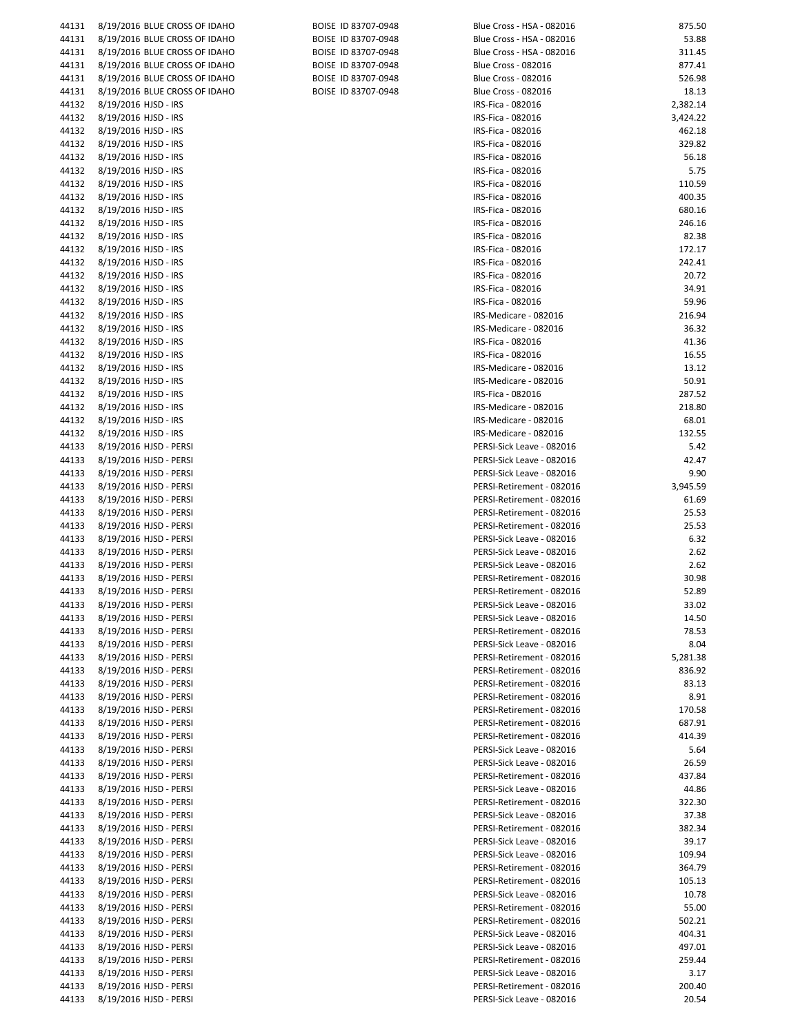| | | | | | |
|---|---|---|---|---|---|
| 44131 | 8/19/2016 | BLUE CROSS OF IDAHO | BOISE ID 83707-0948 | Blue Cross - HSA - 082016 | 875.50 |
| 44131 | 8/19/2016 | BLUE CROSS OF IDAHO | BOISE ID 83707-0948 | Blue Cross - HSA - 082016 | 53.88 |
| 44131 | 8/19/2016 | BLUE CROSS OF IDAHO | BOISE ID 83707-0948 | Blue Cross - HSA - 082016 | 311.45 |
| 44131 | 8/19/2016 | BLUE CROSS OF IDAHO | BOISE ID 83707-0948 | Blue Cross - 082016 | 877.41 |
| 44131 | 8/19/2016 | BLUE CROSS OF IDAHO | BOISE ID 83707-0948 | Blue Cross - 082016 | 526.98 |
| 44131 | 8/19/2016 | BLUE CROSS OF IDAHO | BOISE ID 83707-0948 | Blue Cross - 082016 | 18.13 |
| 44132 | 8/19/2016 | HJSD - IRS | | IRS-Fica - 082016 | 2,382.14 |
| 44132 | 8/19/2016 | HJSD - IRS | | IRS-Fica - 082016 | 3,424.22 |
| 44132 | 8/19/2016 | HJSD - IRS | | IRS-Fica - 082016 | 462.18 |
| 44132 | 8/19/2016 | HJSD - IRS | | IRS-Fica - 082016 | 329.82 |
| 44132 | 8/19/2016 | HJSD - IRS | | IRS-Fica - 082016 | 56.18 |
| 44132 | 8/19/2016 | HJSD - IRS | | IRS-Fica - 082016 | 5.75 |
| 44132 | 8/19/2016 | HJSD - IRS | | IRS-Fica - 082016 | 110.59 |
| 44132 | 8/19/2016 | HJSD - IRS | | IRS-Fica - 082016 | 400.35 |
| 44132 | 8/19/2016 | HJSD - IRS | | IRS-Fica - 082016 | 680.16 |
| 44132 | 8/19/2016 | HJSD - IRS | | IRS-Fica - 082016 | 246.16 |
| 44132 | 8/19/2016 | HJSD - IRS | | IRS-Fica - 082016 | 82.38 |
| 44132 | 8/19/2016 | HJSD - IRS | | IRS-Fica - 082016 | 172.17 |
| 44132 | 8/19/2016 | HJSD - IRS | | IRS-Fica - 082016 | 242.41 |
| 44132 | 8/19/2016 | HJSD - IRS | | IRS-Fica - 082016 | 20.72 |
| 44132 | 8/19/2016 | HJSD - IRS | | IRS-Fica - 082016 | 34.91 |
| 44132 | 8/19/2016 | HJSD - IRS | | IRS-Fica - 082016 | 59.96 |
| 44132 | 8/19/2016 | HJSD - IRS | | IRS-Medicare - 082016 | 216.94 |
| 44132 | 8/19/2016 | HJSD - IRS | | IRS-Medicare - 082016 | 36.32 |
| 44132 | 8/19/2016 | HJSD - IRS | | IRS-Fica - 082016 | 41.36 |
| 44132 | 8/19/2016 | HJSD - IRS | | IRS-Fica - 082016 | 16.55 |
| 44132 | 8/19/2016 | HJSD - IRS | | IRS-Medicare - 082016 | 13.12 |
| 44132 | 8/19/2016 | HJSD - IRS | | IRS-Medicare - 082016 | 50.91 |
| 44132 | 8/19/2016 | HJSD - IRS | | IRS-Fica - 082016 | 287.52 |
| 44132 | 8/19/2016 | HJSD - IRS | | IRS-Medicare - 082016 | 218.80 |
| 44132 | 8/19/2016 | HJSD - IRS | | IRS-Medicare - 082016 | 68.01 |
| 44132 | 8/19/2016 | HJSD - IRS | | IRS-Medicare - 082016 | 132.55 |
| 44133 | 8/19/2016 | HJSD - PERSI | | PERSI-Sick Leave - 082016 | 5.42 |
| 44133 | 8/19/2016 | HJSD - PERSI | | PERSI-Sick Leave - 082016 | 42.47 |
| 44133 | 8/19/2016 | HJSD - PERSI | | PERSI-Sick Leave - 082016 | 9.90 |
| 44133 | 8/19/2016 | HJSD - PERSI | | PERSI-Retirement - 082016 | 3,945.59 |
| 44133 | 8/19/2016 | HJSD - PERSI | | PERSI-Retirement - 082016 | 61.69 |
| 44133 | 8/19/2016 | HJSD - PERSI | | PERSI-Retirement - 082016 | 25.53 |
| 44133 | 8/19/2016 | HJSD - PERSI | | PERSI-Retirement - 082016 | 25.53 |
| 44133 | 8/19/2016 | HJSD - PERSI | | PERSI-Sick Leave - 082016 | 6.32 |
| 44133 | 8/19/2016 | HJSD - PERSI | | PERSI-Sick Leave - 082016 | 2.62 |
| 44133 | 8/19/2016 | HJSD - PERSI | | PERSI-Sick Leave - 082016 | 2.62 |
| 44133 | 8/19/2016 | HJSD - PERSI | | PERSI-Retirement - 082016 | 30.98 |
| 44133 | 8/19/2016 | HJSD - PERSI | | PERSI-Retirement - 082016 | 52.89 |
| 44133 | 8/19/2016 | HJSD - PERSI | | PERSI-Sick Leave - 082016 | 33.02 |
| 44133 | 8/19/2016 | HJSD - PERSI | | PERSI-Sick Leave - 082016 | 14.50 |
| 44133 | 8/19/2016 | HJSD - PERSI | | PERSI-Retirement - 082016 | 78.53 |
| 44133 | 8/19/2016 | HJSD - PERSI | | PERSI-Sick Leave - 082016 | 8.04 |
| 44133 | 8/19/2016 | HJSD - PERSI | | PERSI-Retirement - 082016 | 5,281.38 |
| 44133 | 8/19/2016 | HJSD - PERSI | | PERSI-Retirement - 082016 | 836.92 |
| 44133 | 8/19/2016 | HJSD - PERSI | | PERSI-Retirement - 082016 | 83.13 |
| 44133 | 8/19/2016 | HJSD - PERSI | | PERSI-Retirement - 082016 | 8.91 |
| 44133 | 8/19/2016 | HJSD - PERSI | | PERSI-Retirement - 082016 | 170.58 |
| 44133 | 8/19/2016 | HJSD - PERSI | | PERSI-Retirement - 082016 | 687.91 |
| 44133 | 8/19/2016 | HJSD - PERSI | | PERSI-Retirement - 082016 | 414.39 |
| 44133 | 8/19/2016 | HJSD - PERSI | | PERSI-Sick Leave - 082016 | 5.64 |
| 44133 | 8/19/2016 | HJSD - PERSI | | PERSI-Sick Leave - 082016 | 26.59 |
| 44133 | 8/19/2016 | HJSD - PERSI | | PERSI-Retirement - 082016 | 437.84 |
| 44133 | 8/19/2016 | HJSD - PERSI | | PERSI-Sick Leave - 082016 | 44.86 |
| 44133 | 8/19/2016 | HJSD - PERSI | | PERSI-Retirement - 082016 | 322.30 |
| 44133 | 8/19/2016 | HJSD - PERSI | | PERSI-Sick Leave - 082016 | 37.38 |
| 44133 | 8/19/2016 | HJSD - PERSI | | PERSI-Retirement - 082016 | 382.34 |
| 44133 | 8/19/2016 | HJSD - PERSI | | PERSI-Sick Leave - 082016 | 39.17 |
| 44133 | 8/19/2016 | HJSD - PERSI | | PERSI-Sick Leave - 082016 | 109.94 |
| 44133 | 8/19/2016 | HJSD - PERSI | | PERSI-Retirement - 082016 | 364.79 |
| 44133 | 8/19/2016 | HJSD - PERSI | | PERSI-Retirement - 082016 | 105.13 |
| 44133 | 8/19/2016 | HJSD - PERSI | | PERSI-Sick Leave - 082016 | 10.78 |
| 44133 | 8/19/2016 | HJSD - PERSI | | PERSI-Retirement - 082016 | 55.00 |
| 44133 | 8/19/2016 | HJSD - PERSI | | PERSI-Retirement - 082016 | 502.21 |
| 44133 | 8/19/2016 | HJSD - PERSI | | PERSI-Sick Leave - 082016 | 404.31 |
| 44133 | 8/19/2016 | HJSD - PERSI | | PERSI-Sick Leave - 082016 | 497.01 |
| 44133 | 8/19/2016 | HJSD - PERSI | | PERSI-Retirement - 082016 | 259.44 |
| 44133 | 8/19/2016 | HJSD - PERSI | | PERSI-Sick Leave - 082016 | 3.17 |
| 44133 | 8/19/2016 | HJSD - PERSI | | PERSI-Retirement - 082016 | 200.40 |
| 44133 | 8/19/2016 | HJSD - PERSI | | PERSI-Sick Leave - 082016 | 20.54 |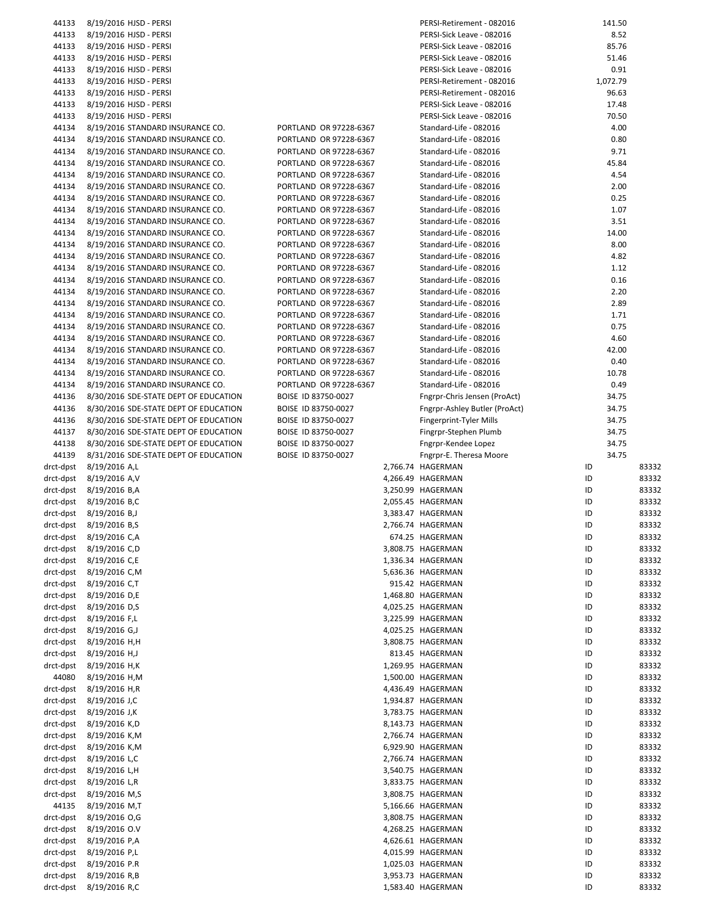| | | | | | | | |
|---|---|---|---|---|---|---|---|
| 44133 | 8/19/2016 | HJSD - PERSI | | | PERSI-Retirement - 082016 | 141.50 | |
| 44133 | 8/19/2016 | HJSD - PERSI | | | PERSI-Sick Leave - 082016 | 8.52 | |
| 44133 | 8/19/2016 | HJSD - PERSI | | | PERSI-Sick Leave - 082016 | 85.76 | |
| 44133 | 8/19/2016 | HJSD - PERSI | | | PERSI-Sick Leave - 082016 | 51.46 | |
| 44133 | 8/19/2016 | HJSD - PERSI | | | PERSI-Sick Leave - 082016 | 0.91 | |
| 44133 | 8/19/2016 | HJSD - PERSI | | | PERSI-Retirement - 082016 | 1,072.79 | |
| 44133 | 8/19/2016 | HJSD - PERSI | | | PERSI-Retirement - 082016 | 96.63 | |
| 44133 | 8/19/2016 | HJSD - PERSI | | | PERSI-Sick Leave - 082016 | 17.48 | |
| 44133 | 8/19/2016 | HJSD - PERSI | | | PERSI-Sick Leave - 082016 | 70.50 | |
| 44134 | 8/19/2016 | STANDARD INSURANCE CO. | PORTLAND OR 97228-6367 | | Standard-Life - 082016 | 4.00 | |
| 44134 | 8/19/2016 | STANDARD INSURANCE CO. | PORTLAND OR 97228-6367 | | Standard-Life - 082016 | 0.80 | |
| 44134 | 8/19/2016 | STANDARD INSURANCE CO. | PORTLAND OR 97228-6367 | | Standard-Life - 082016 | 9.71 | |
| 44134 | 8/19/2016 | STANDARD INSURANCE CO. | PORTLAND OR 97228-6367 | | Standard-Life - 082016 | 45.84 | |
| 44134 | 8/19/2016 | STANDARD INSURANCE CO. | PORTLAND OR 97228-6367 | | Standard-Life - 082016 | 4.54 | |
| 44134 | 8/19/2016 | STANDARD INSURANCE CO. | PORTLAND OR 97228-6367 | | Standard-Life - 082016 | 2.00 | |
| 44134 | 8/19/2016 | STANDARD INSURANCE CO. | PORTLAND OR 97228-6367 | | Standard-Life - 082016 | 0.25 | |
| 44134 | 8/19/2016 | STANDARD INSURANCE CO. | PORTLAND OR 97228-6367 | | Standard-Life - 082016 | 1.07 | |
| 44134 | 8/19/2016 | STANDARD INSURANCE CO. | PORTLAND OR 97228-6367 | | Standard-Life - 082016 | 3.51 | |
| 44134 | 8/19/2016 | STANDARD INSURANCE CO. | PORTLAND OR 97228-6367 | | Standard-Life - 082016 | 14.00 | |
| 44134 | 8/19/2016 | STANDARD INSURANCE CO. | PORTLAND OR 97228-6367 | | Standard-Life - 082016 | 8.00 | |
| 44134 | 8/19/2016 | STANDARD INSURANCE CO. | PORTLAND OR 97228-6367 | | Standard-Life - 082016 | 4.82 | |
| 44134 | 8/19/2016 | STANDARD INSURANCE CO. | PORTLAND OR 97228-6367 | | Standard-Life - 082016 | 1.12 | |
| 44134 | 8/19/2016 | STANDARD INSURANCE CO. | PORTLAND OR 97228-6367 | | Standard-Life - 082016 | 0.16 | |
| 44134 | 8/19/2016 | STANDARD INSURANCE CO. | PORTLAND OR 97228-6367 | | Standard-Life - 082016 | 2.20 | |
| 44134 | 8/19/2016 | STANDARD INSURANCE CO. | PORTLAND OR 97228-6367 | | Standard-Life - 082016 | 2.89 | |
| 44134 | 8/19/2016 | STANDARD INSURANCE CO. | PORTLAND OR 97228-6367 | | Standard-Life - 082016 | 1.71 | |
| 44134 | 8/19/2016 | STANDARD INSURANCE CO. | PORTLAND OR 97228-6367 | | Standard-Life - 082016 | 0.75 | |
| 44134 | 8/19/2016 | STANDARD INSURANCE CO. | PORTLAND OR 97228-6367 | | Standard-Life - 082016 | 4.60 | |
| 44134 | 8/19/2016 | STANDARD INSURANCE CO. | PORTLAND OR 97228-6367 | | Standard-Life - 082016 | 42.00 | |
| 44134 | 8/19/2016 | STANDARD INSURANCE CO. | PORTLAND OR 97228-6367 | | Standard-Life - 082016 | 0.40 | |
| 44134 | 8/19/2016 | STANDARD INSURANCE CO. | PORTLAND OR 97228-6367 | | Standard-Life - 082016 | 10.78 | |
| 44134 | 8/19/2016 | STANDARD INSURANCE CO. | PORTLAND OR 97228-6367 | | Standard-Life - 082016 | 0.49 | |
| 44136 | 8/30/2016 | SDE-STATE DEPT OF EDUCATION | BOISE ID 83750-0027 | | Fngrpr-Chris Jensen (ProAct) | 34.75 | |
| 44136 | 8/30/2016 | SDE-STATE DEPT OF EDUCATION | BOISE ID 83750-0027 | | Fngrpr-Ashley Butler (ProAct) | 34.75 | |
| 44136 | 8/30/2016 | SDE-STATE DEPT OF EDUCATION | BOISE ID 83750-0027 | | Fingerprint-Tyler Mills | 34.75 | |
| 44137 | 8/30/2016 | SDE-STATE DEPT OF EDUCATION | BOISE ID 83750-0027 | | Fingrpr-Stephen Plumb | 34.75 | |
| 44138 | 8/30/2016 | SDE-STATE DEPT OF EDUCATION | BOISE ID 83750-0027 | | Fngrpr-Kendee Lopez | 34.75 | |
| 44139 | 8/31/2016 | SDE-STATE DEPT OF EDUCATION | BOISE ID 83750-0027 | | Fngrpr-E. Theresa Moore | 34.75 | |
| drct-dpst | 8/19/2016 | A,L | | 2,766.74 | HAGERMAN | ID | 83332 |
| drct-dpst | 8/19/2016 | A,V | | 4,266.49 | HAGERMAN | ID | 83332 |
| drct-dpst | 8/19/2016 | B,A | | 3,250.99 | HAGERMAN | ID | 83332 |
| drct-dpst | 8/19/2016 | B,C | | 2,055.45 | HAGERMAN | ID | 83332 |
| drct-dpst | 8/19/2016 | B,J | | 3,383.47 | HAGERMAN | ID | 83332 |
| drct-dpst | 8/19/2016 | B,S | | 2,766.74 | HAGERMAN | ID | 83332 |
| drct-dpst | 8/19/2016 | C,A | | 674.25 | HAGERMAN | ID | 83332 |
| drct-dpst | 8/19/2016 | C,D | | 3,808.75 | HAGERMAN | ID | 83332 |
| drct-dpst | 8/19/2016 | C,E | | 1,336.34 | HAGERMAN | ID | 83332 |
| drct-dpst | 8/19/2016 | C,M | | 5,636.36 | HAGERMAN | ID | 83332 |
| drct-dpst | 8/19/2016 | C,T | | 915.42 | HAGERMAN | ID | 83332 |
| drct-dpst | 8/19/2016 | D,E | | 1,468.80 | HAGERMAN | ID | 83332 |
| drct-dpst | 8/19/2016 | D,S | | 4,025.25 | HAGERMAN | ID | 83332 |
| drct-dpst | 8/19/2016 | F,L | | 3,225.99 | HAGERMAN | ID | 83332 |
| drct-dpst | 8/19/2016 | G,J | | 4,025.25 | HAGERMAN | ID | 83332 |
| drct-dpst | 8/19/2016 | H,H | | 3,808.75 | HAGERMAN | ID | 83332 |
| drct-dpst | 8/19/2016 | H,J | | 813.45 | HAGERMAN | ID | 83332 |
| drct-dpst | 8/19/2016 | H,K | | 1,269.95 | HAGERMAN | ID | 83332 |
| 44080 | 8/19/2016 | H,M | | 1,500.00 | HAGERMAN | ID | 83332 |
| drct-dpst | 8/19/2016 | H,R | | 4,436.49 | HAGERMAN | ID | 83332 |
| drct-dpst | 8/19/2016 | J,C | | 1,934.87 | HAGERMAN | ID | 83332 |
| drct-dpst | 8/19/2016 | J,K | | 3,783.75 | HAGERMAN | ID | 83332 |
| drct-dpst | 8/19/2016 | K,D | | 8,143.73 | HAGERMAN | ID | 83332 |
| drct-dpst | 8/19/2016 | K,M | | 2,766.74 | HAGERMAN | ID | 83332 |
| drct-dpst | 8/19/2016 | K,M | | 6,929.90 | HAGERMAN | ID | 83332 |
| drct-dpst | 8/19/2016 | L,C | | 2,766.74 | HAGERMAN | ID | 83332 |
| drct-dpst | 8/19/2016 | L,H | | 3,540.75 | HAGERMAN | ID | 83332 |
| drct-dpst | 8/19/2016 | L,R | | 3,833.75 | HAGERMAN | ID | 83332 |
| drct-dpst | 8/19/2016 | M,S | | 3,808.75 | HAGERMAN | ID | 83332 |
| 44135 | 8/19/2016 | M,T | | 5,166.66 | HAGERMAN | ID | 83332 |
| drct-dpst | 8/19/2016 | O,G | | 3,808.75 | HAGERMAN | ID | 83332 |
| drct-dpst | 8/19/2016 | O.V | | 4,268.25 | HAGERMAN | ID | 83332 |
| drct-dpst | 8/19/2016 | P,A | | 4,626.61 | HAGERMAN | ID | 83332 |
| drct-dpst | 8/19/2016 | P,L | | 4,015.99 | HAGERMAN | ID | 83332 |
| drct-dpst | 8/19/2016 | P.R | | 1,025.03 | HAGERMAN | ID | 83332 |
| drct-dpst | 8/19/2016 | R,B | | 3,953.73 | HAGERMAN | ID | 83332 |
| drct-dpst | 8/19/2016 | R,C | | 1,583.40 | HAGERMAN | ID | 83332 |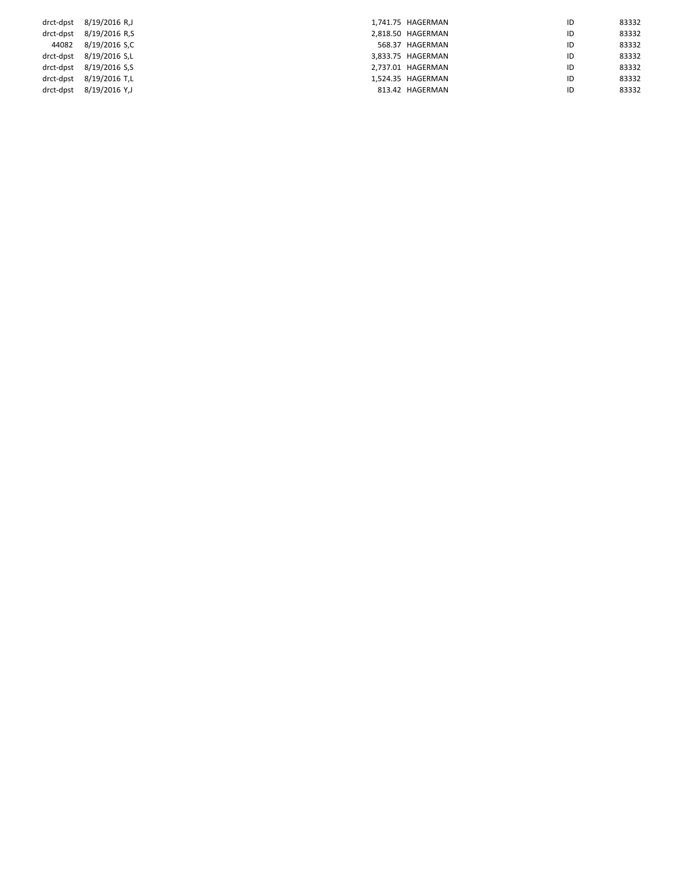| | | | | | | |
|---|---|---|---|---|---|---|
| drct-dpst | 8/19/2016 | R,J | 1,741.75 | HAGERMAN | ID | 83332 |
| drct-dpst | 8/19/2016 | R,S | 2,818.50 | HAGERMAN | ID | 83332 |
| 44082 | 8/19/2016 | S,C | 568.37 | HAGERMAN | ID | 83332 |
| drct-dpst | 8/19/2016 | S,L | 3,833.75 | HAGERMAN | ID | 83332 |
| drct-dpst | 8/19/2016 | S,S | 2,737.01 | HAGERMAN | ID | 83332 |
| drct-dpst | 8/19/2016 | T,L | 1,524.35 | HAGERMAN | ID | 83332 |
| drct-dpst | 8/19/2016 | Y,J | 813.42 | HAGERMAN | ID | 83332 |